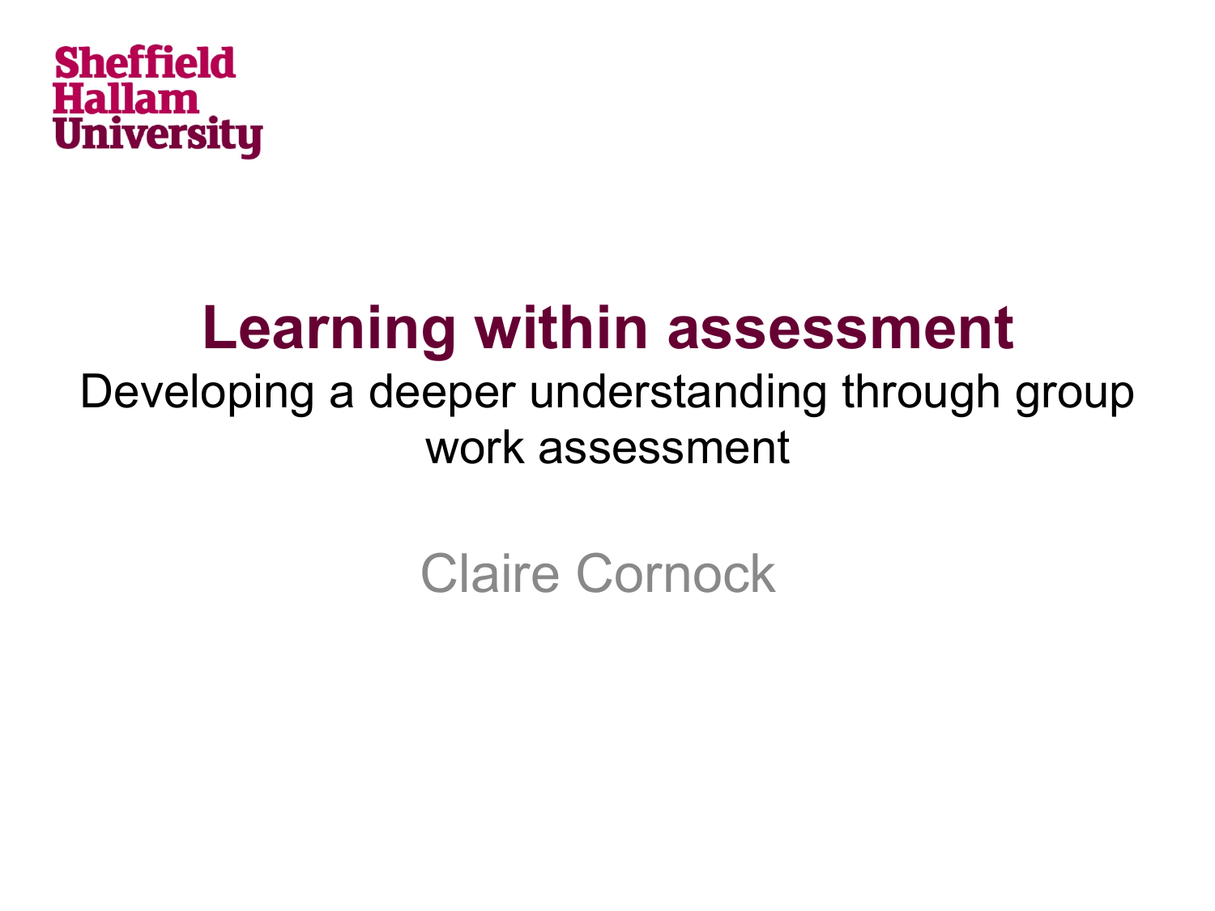Sheffield Hallam University

# Learning within assessment

Developing a deeper understanding through group work assessment

Claire Cornock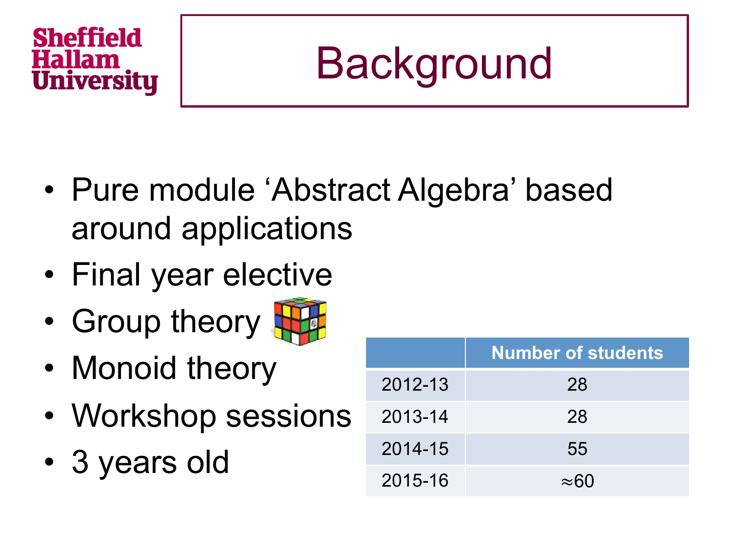Sheffield Hallam University

# Background

- Pure module ‘Abstract Algebra’ based around applications
- Final year elective
- Group theory
- Monoid theory
- Workshop sessions
- 3 years old

| | Number of students |
|---|---|
| 2012-13 | 28 |
| 2013-14 | 28 |
| 2014-15 | 55 |
| 2015-16 | $\approx$60 |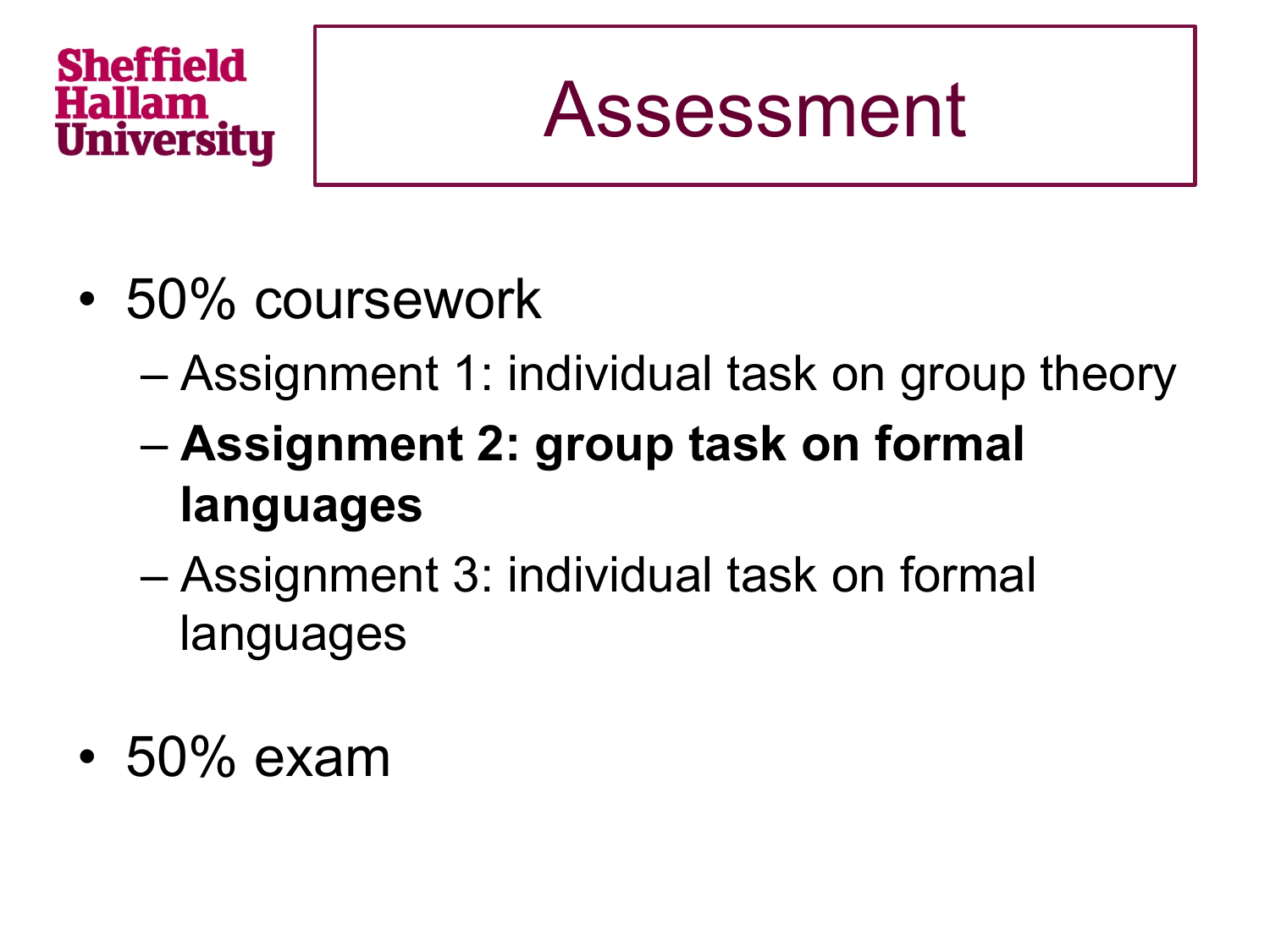# Assessment

- 50% coursework
  - Assignment 1: individual task on group theory
  - **Assignment 2: group task on formal languages**
  - Assignment 3: individual task on formal languages
- 50% exam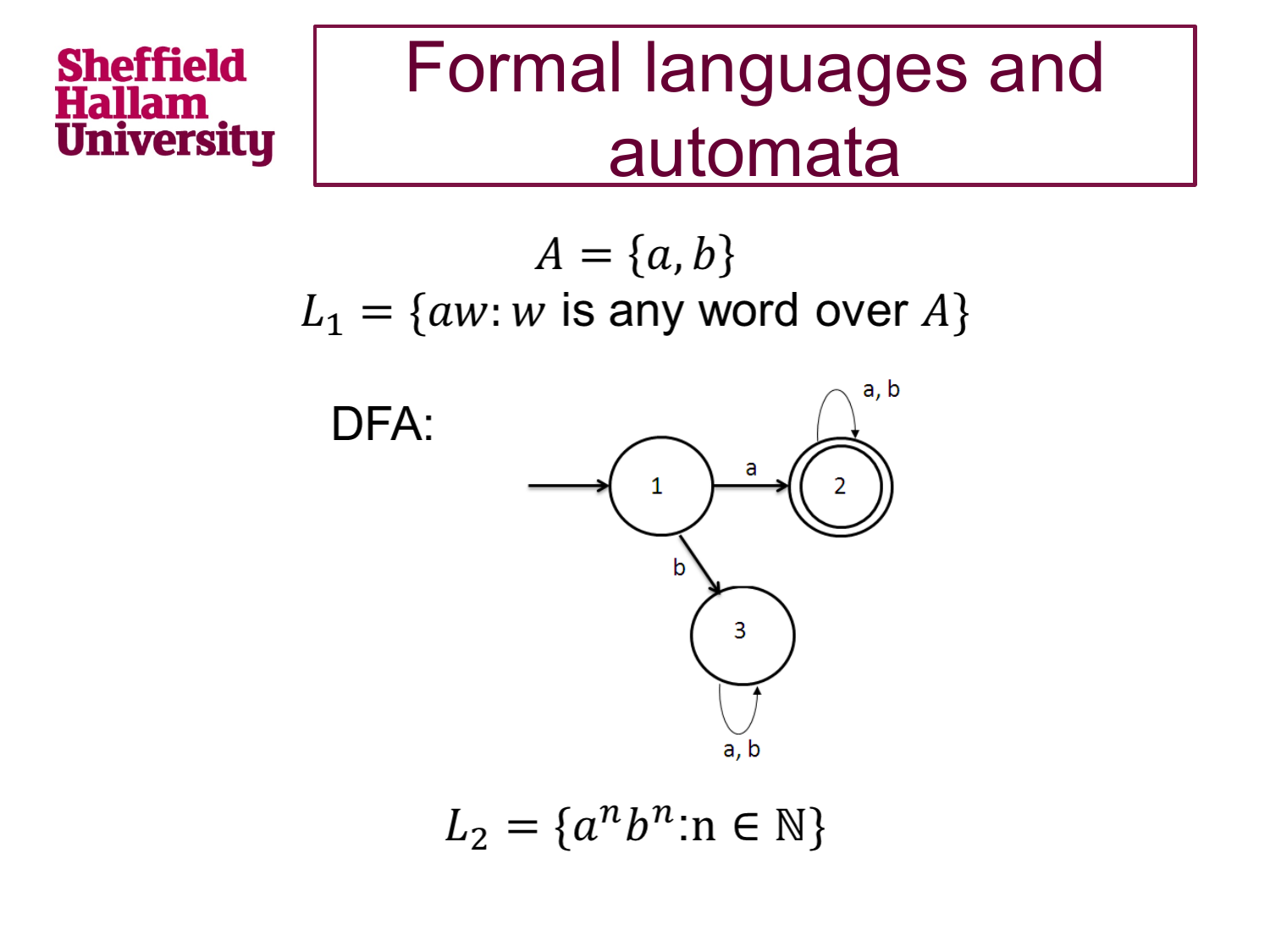# Formal languages and automata

$$A = \{a, b\}$$

$$L_1 = \{aw : w \text{ is any word over } A\}$$

DFA:

$$L_2 = \{a^n b^n : n \in \mathbb{N}\}$$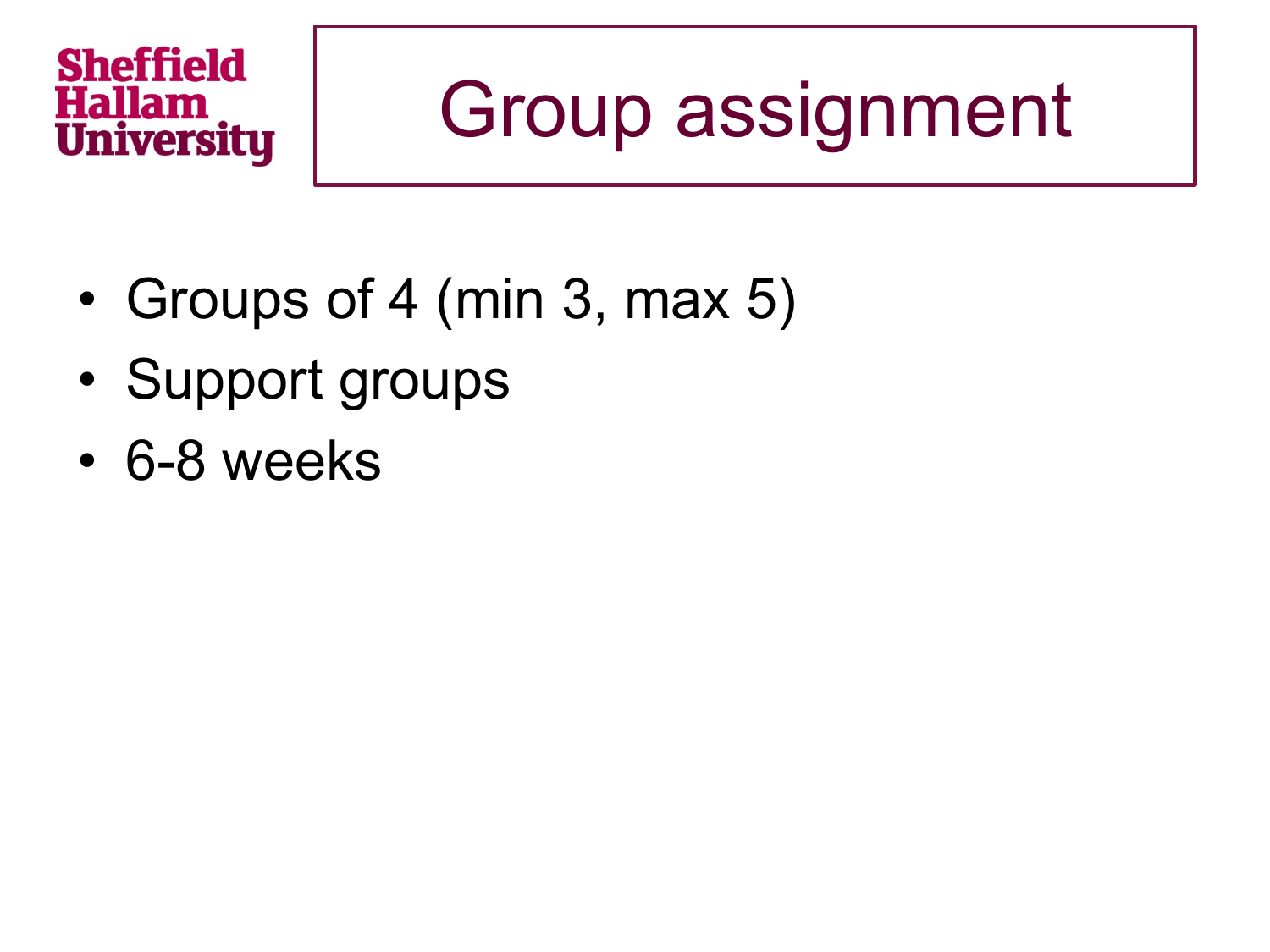# Group assignment

- Groups of 4 (min 3, max 5)
- Support groups
- 6-8 weeks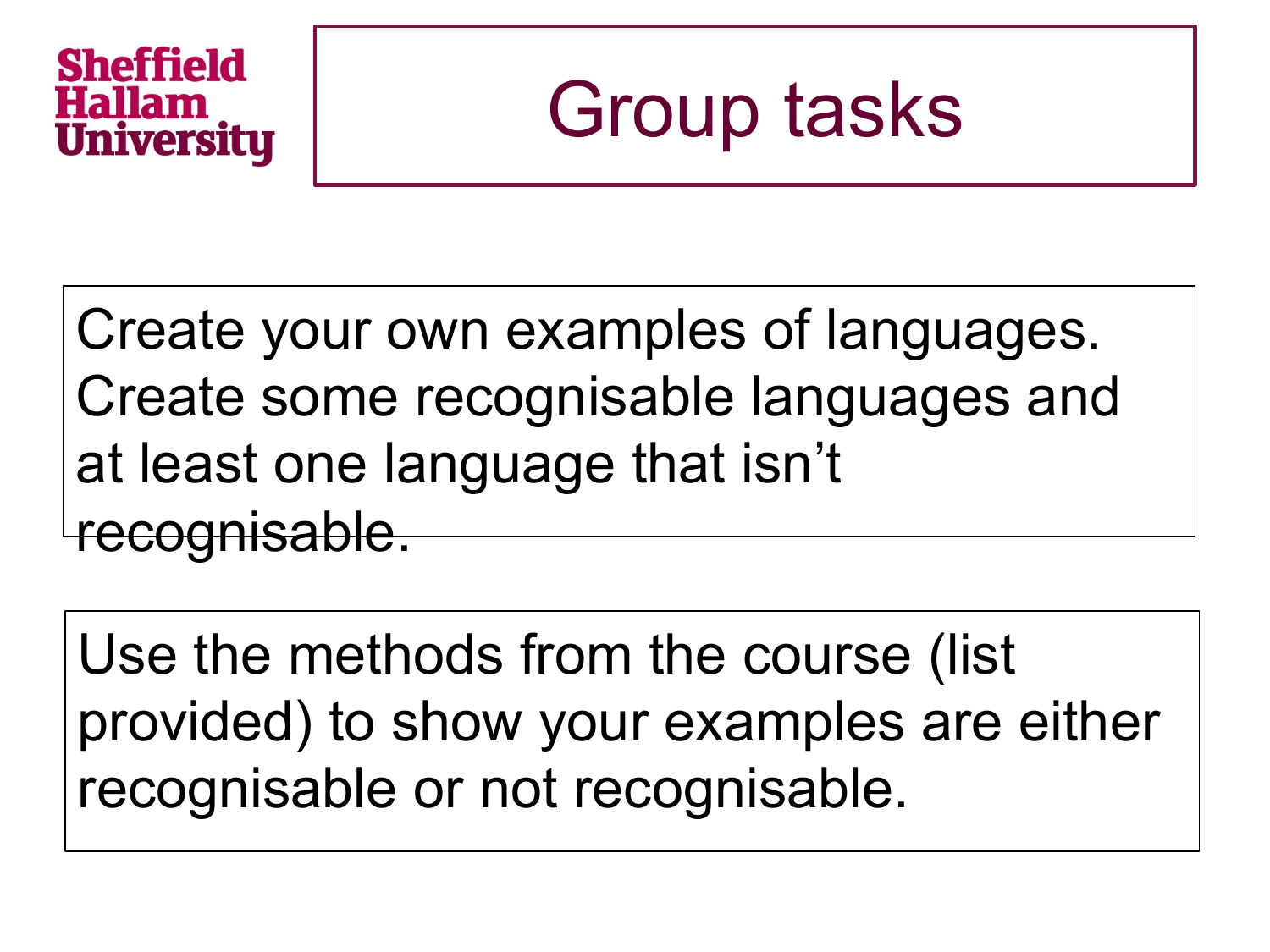# Group tasks

Create your own examples of languages. Create some recognisable languages and at least one language that isn't recognisable.

Use the methods from the course (list provided) to show your examples are either recognisable or not recognisable.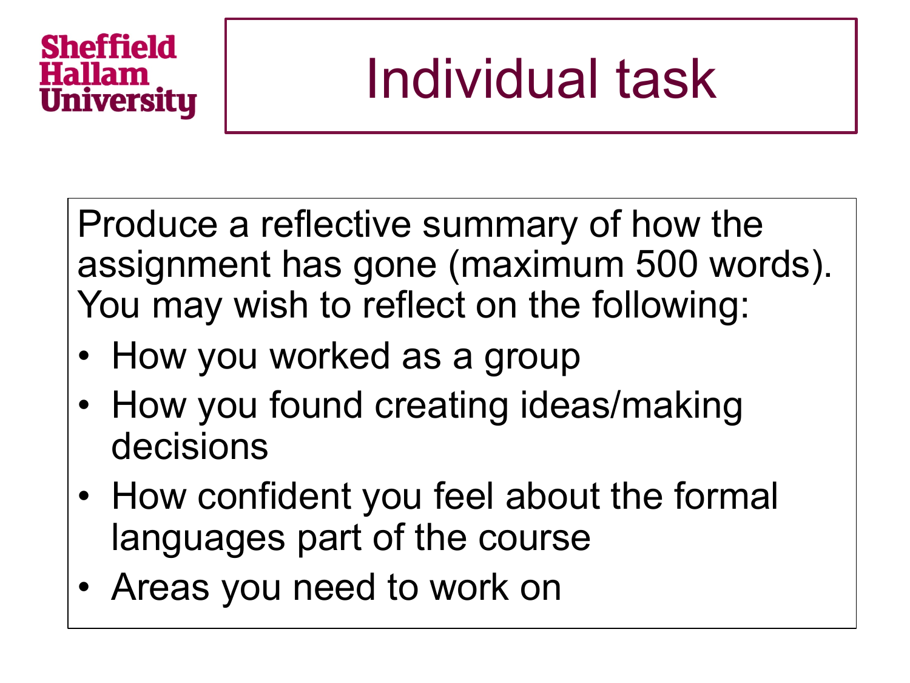# Individual task

Produce a reflective summary of how the assignment has gone (maximum 500 words). You may wish to reflect on the following:

- How you worked as a group
- How you found creating ideas/making decisions
- How confident you feel about the formal languages part of the course
- Areas you need to work on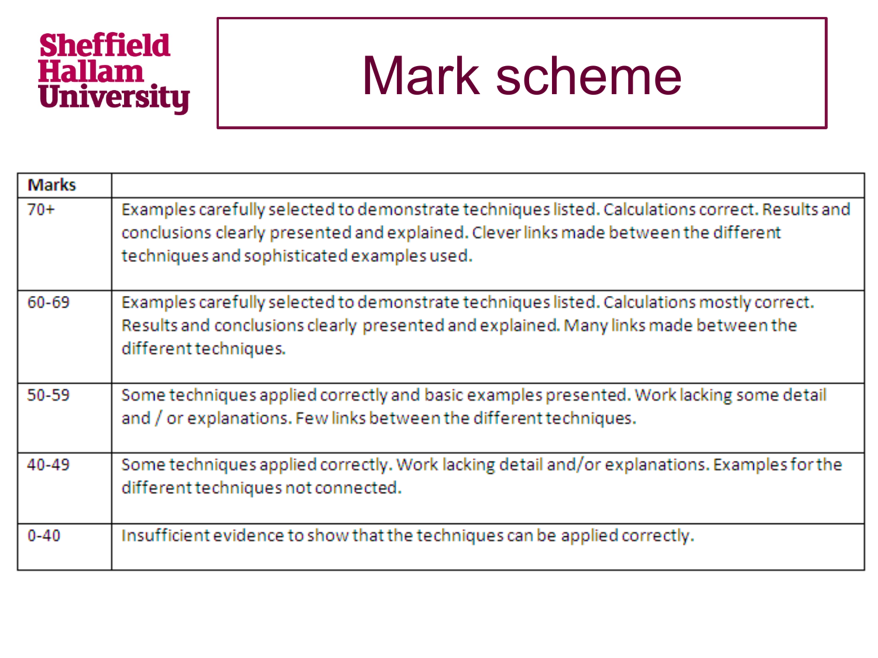# Mark scheme

| Marks | |
|---|---|
| 70+ | Examples carefully selected to demonstrate techniques listed. Calculations correct. Results and conclusions clearly presented and explained. Clever links made between the different techniques and sophisticated examples used. |
| 60-69 | Examples carefully selected to demonstrate techniques listed. Calculations mostly correct. Results and conclusions clearly presented and explained. Many links made between the different techniques. |
| 50-59 | Some techniques applied correctly and basic examples presented. Work lacking some detail and / or explanations. Few links between the different techniques. |
| 40-49 | Some techniques applied correctly. Work lacking detail and/or explanations. Examples for the different techniques not connected. |
| 0-40 | Insufficient evidence to show that the techniques can be applied correctly. |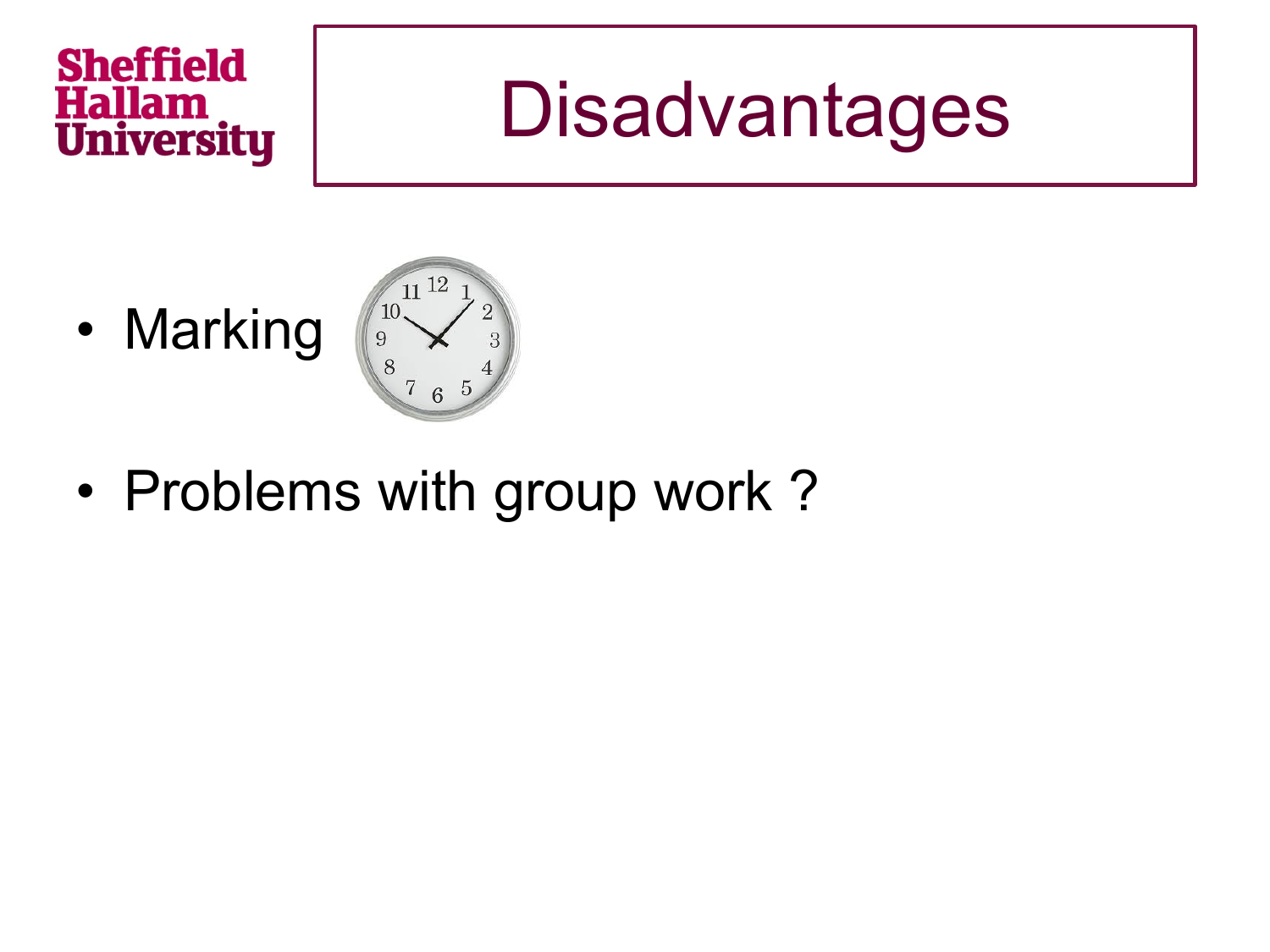# Disadvantages

- Marking
- Problems with group work ?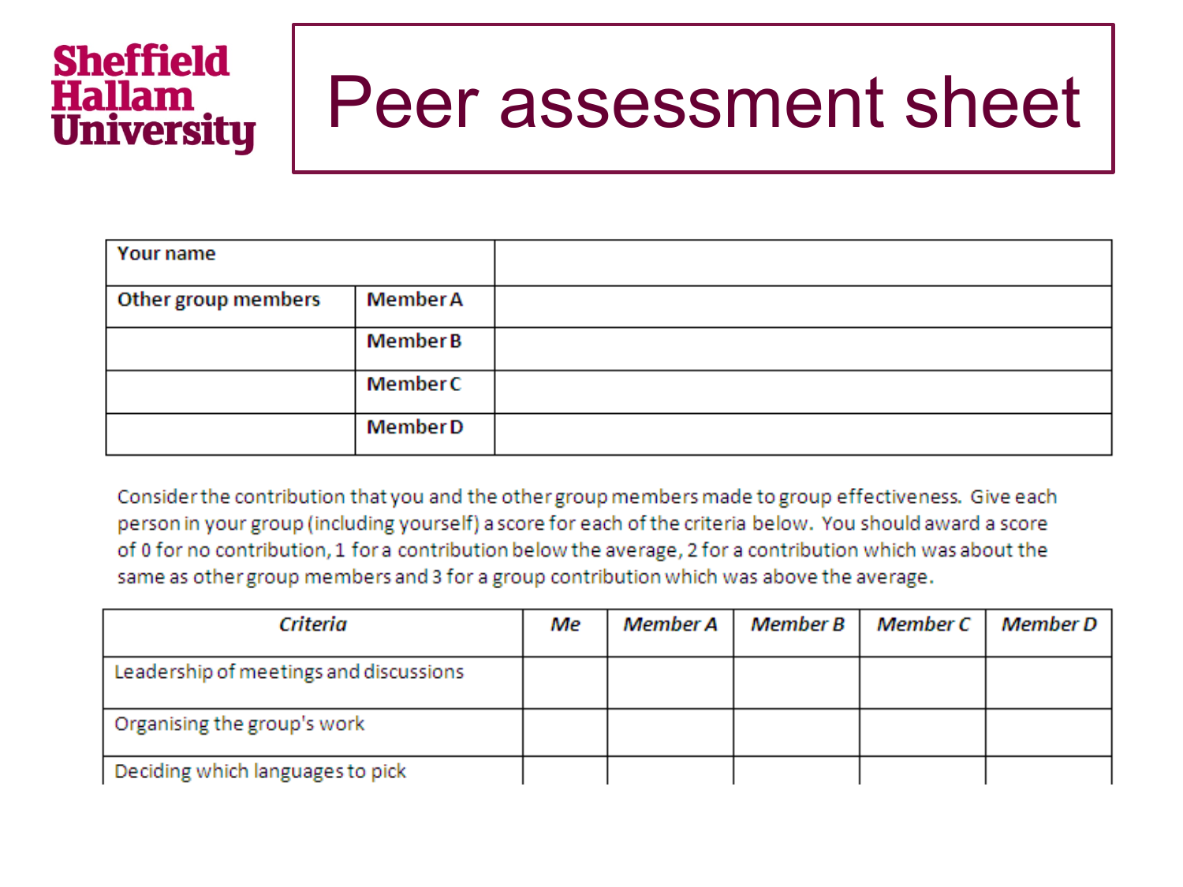Sheffield Hallam University

# Peer assessment sheet

| Your name | | |
|---|---|---|
| Other group members | Member A | |
| | Member B | |
| | Member C | |
| | Member D | |

Consider the contribution that you and the other group members made to group effectiveness. Give each person in your group (including yourself) a score for each of the criteria below. You should award a score of 0 for no contribution, 1 for a contribution below the average, 2 for a contribution which was about the same as other group members and 3 for a group contribution which was above the average.

| *Criteria* | *Me* | *Member A* | *Member B* | *Member C* | *Member D* |
|---|---|---|---|---|---|
| Leadership of meetings and discussions | | | | | |
| Organising the group's work | | | | | |
| Deciding which languages to pick | | | | | |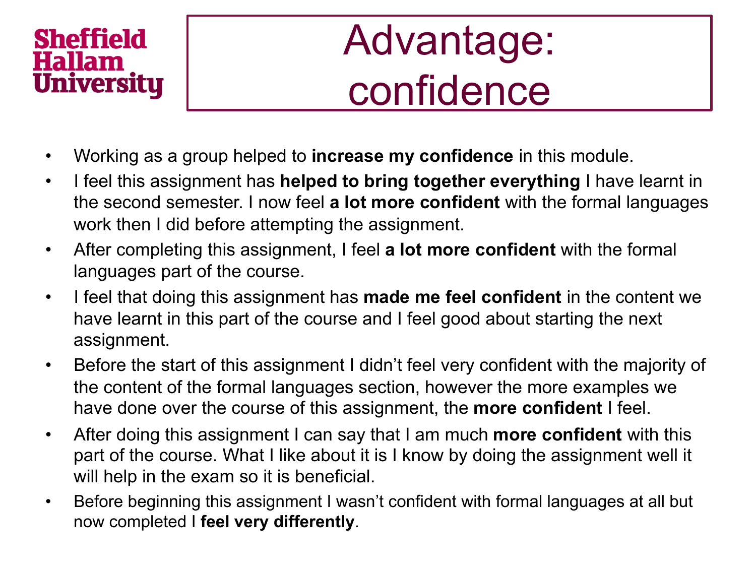# Advantage: confidence

- Working as a group helped to **increase my confidence** in this module.
- I feel this assignment has **helped to bring together everything** I have learnt in the second semester. I now feel **a lot more confident** with the formal languages work then I did before attempting the assignment.
- After completing this assignment, I feel **a lot more confident** with the formal languages part of the course.
- I feel that doing this assignment has **made me feel confident** in the content we have learnt in this part of the course and I feel good about starting the next assignment.
- Before the start of this assignment I didn't feel very confident with the majority of the content of the formal languages section, however the more examples we have done over the course of this assignment, the **more confident** I feel.
- After doing this assignment I can say that I am much **more confident** with this part of the course. What I like about it is I know by doing the assignment well it will help in the exam so it is beneficial.
- Before beginning this assignment I wasn't confident with formal languages at all but now completed I **feel very differently**.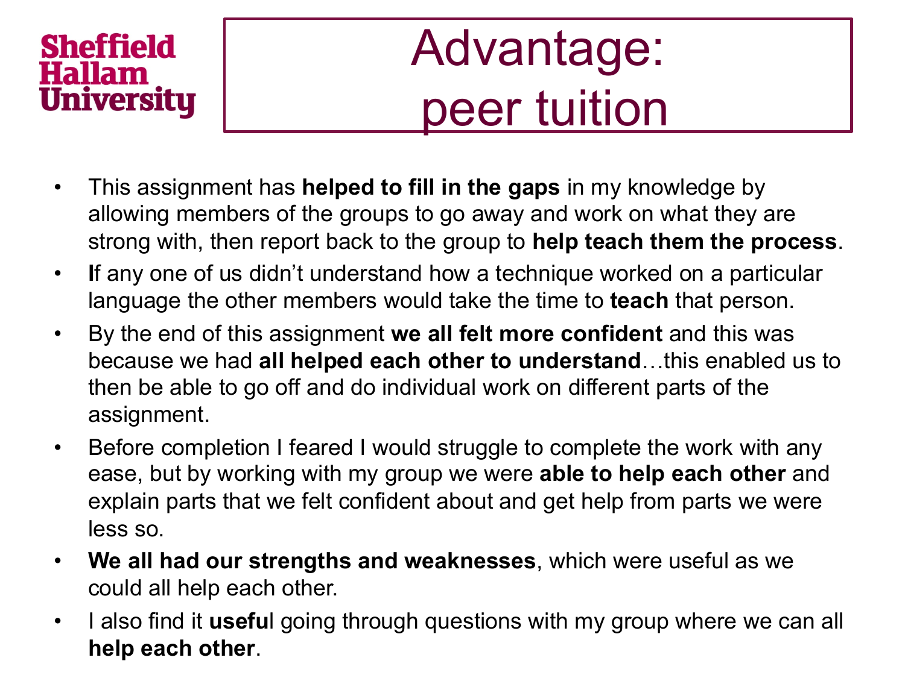Sheffield Hallam University

# Advantage: peer tuition

- This assignment has **helped to fill in the gaps** in my knowledge by allowing members of the groups to go away and work on what they are strong with, then report back to the group to **help teach them the process**.
- **I**f any one of us didn't understand how a technique worked on a particular language the other members would take the time to **teach** that person.
- By the end of this assignment **we all felt more confident** and this was because we had **all helped each other to understand**…this enabled us to then be able to go off and do individual work on different parts of the assignment.
- Before completion I feared I would struggle to complete the work with any ease, but by working with my group we were **able to help each other** and explain parts that we felt confident about and get help from parts we were less so.
- **We all had our strengths and weaknesses**, which were useful as we could all help each other.
- I also find it **useful** going through questions with my group where we can all **help each other**.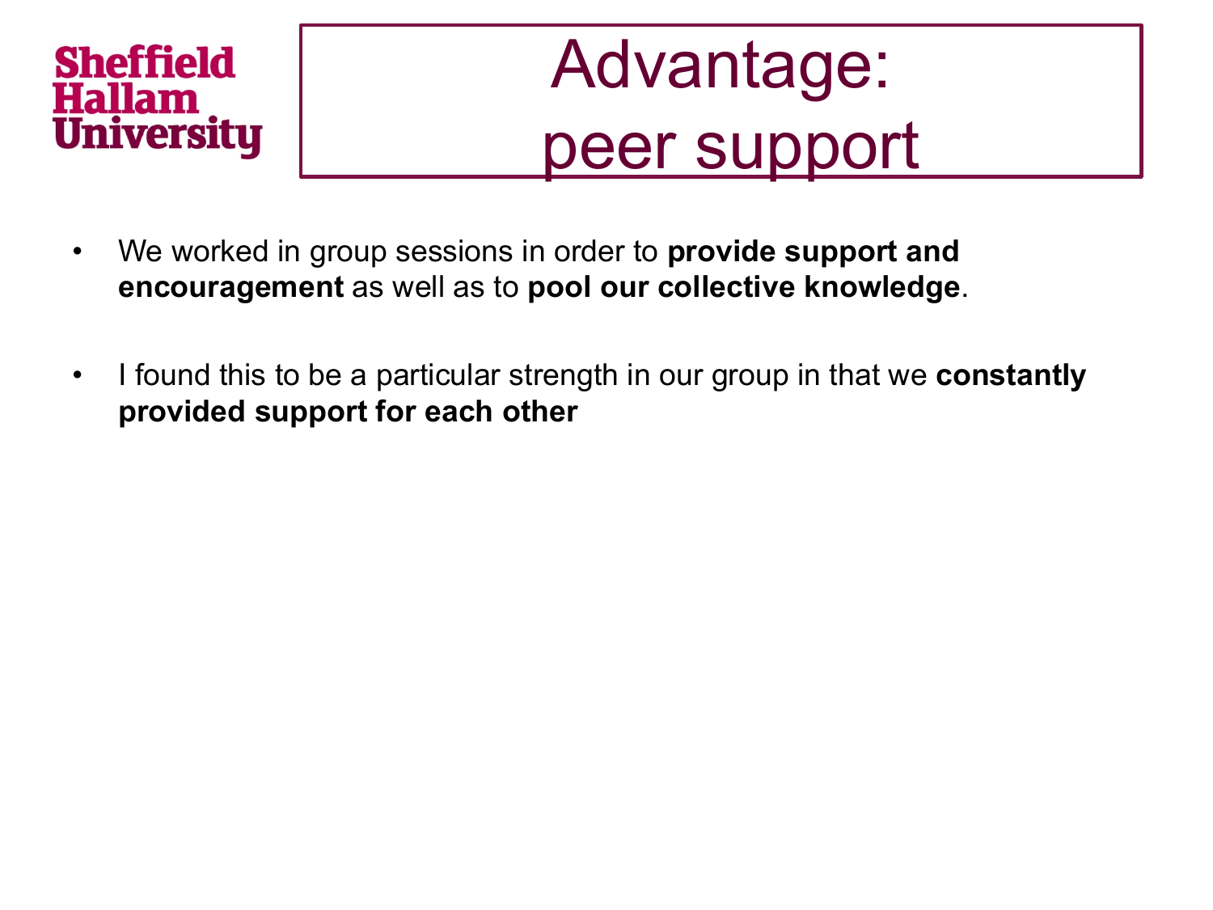Sheffield Hallam University

# Advantage: peer support

- We worked in group sessions in order to **provide support and encouragement** as well as to **pool our collective knowledge**.
- I found this to be a particular strength in our group in that we **constantly provided support for each other**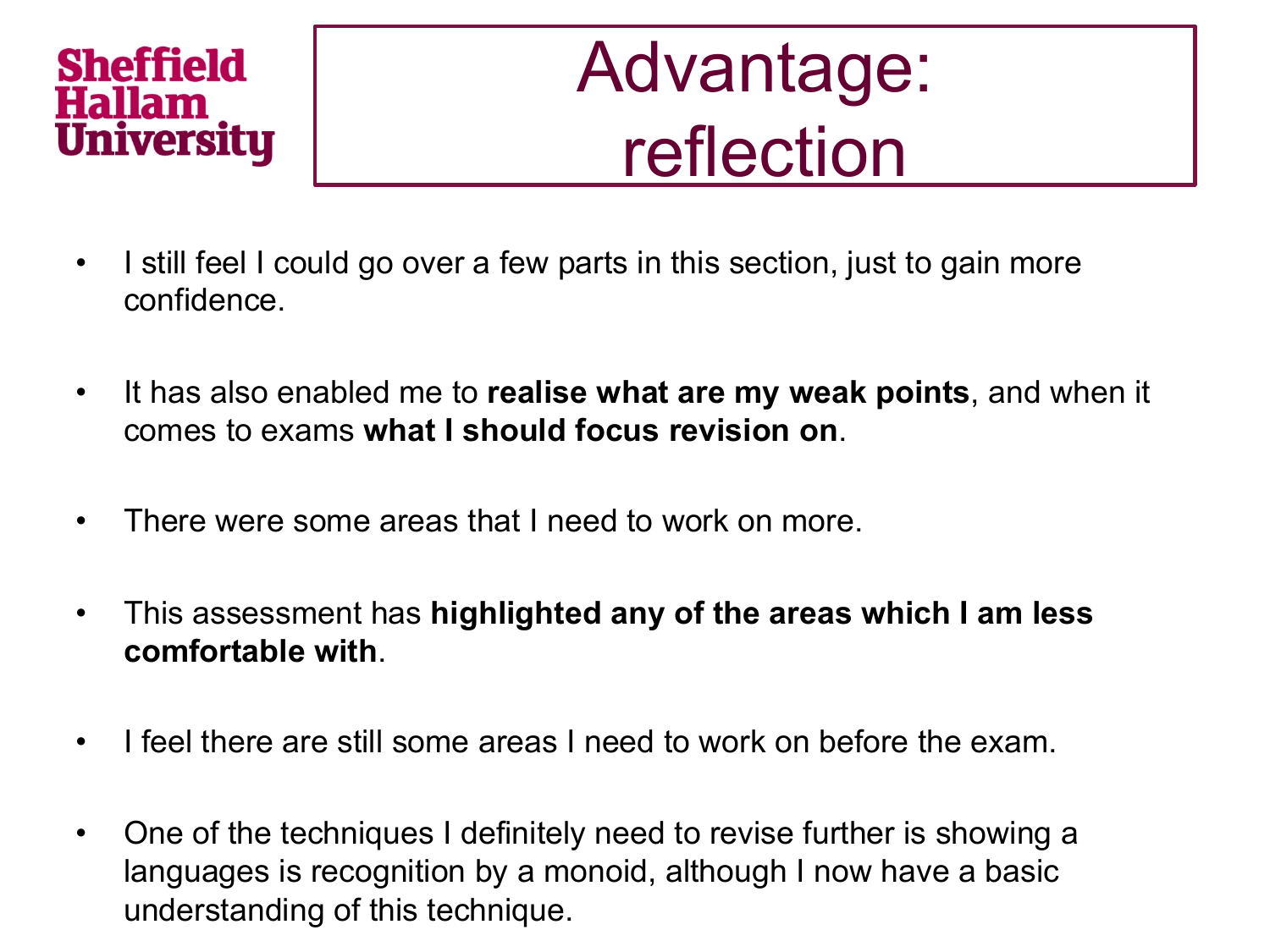# Advantage: reflection

- I still feel I could go over a few parts in this section, just to gain more confidence.
- It has also enabled me to **realise what are my weak points**, and when it comes to exams **what I should focus revision on**.
- There were some areas that I need to work on more.
- This assessment has **highlighted any of the areas which I am less comfortable with**.
- I feel there are still some areas I need to work on before the exam.
- One of the techniques I definitely need to revise further is showing a languages is recognition by a monoid, although I now have a basic understanding of this technique.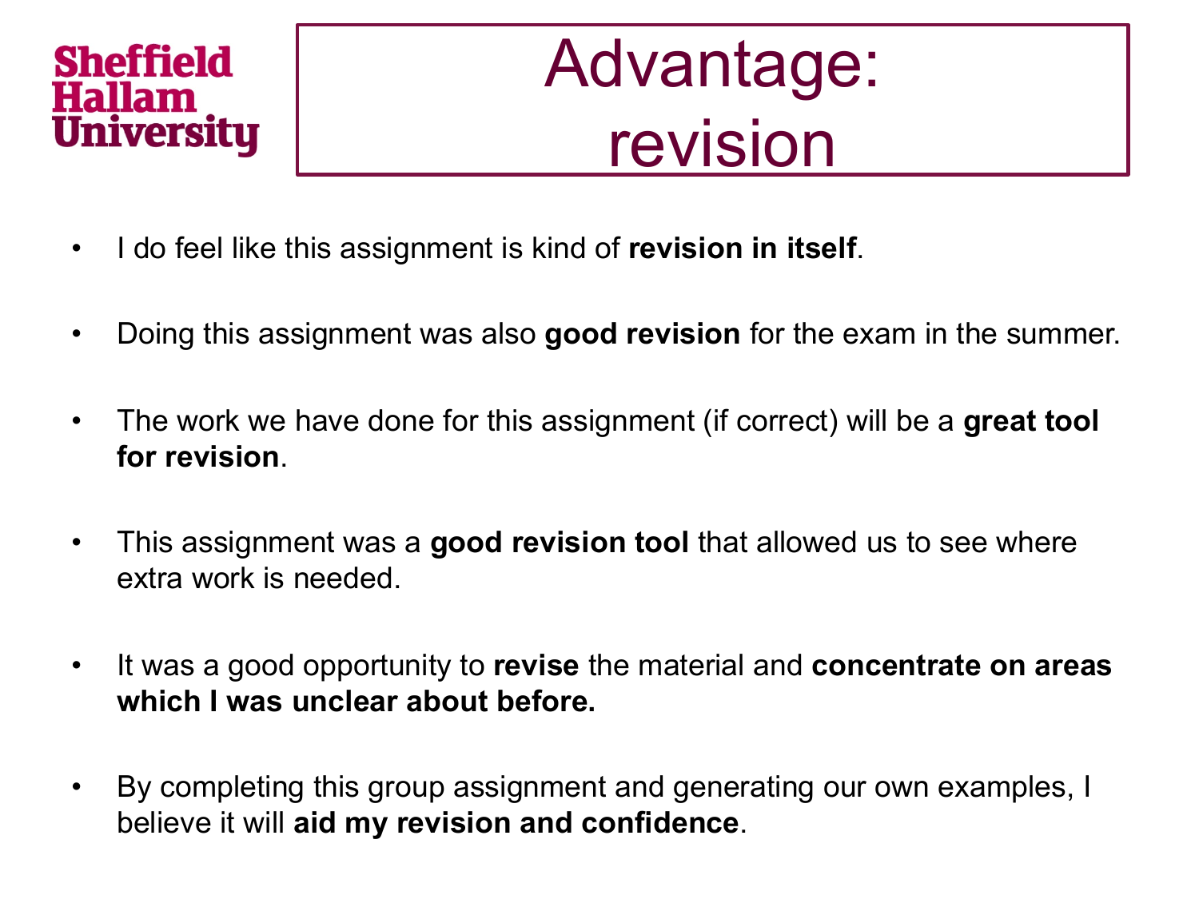# Advantage: revision

- I do feel like this assignment is kind of **revision in itself**.
- Doing this assignment was also **good revision** for the exam in the summer.
- The work we have done for this assignment (if correct) will be a **great tool for revision**.
- This assignment was a **good revision tool** that allowed us to see where extra work is needed.
- It was a good opportunity to **revise** the material and **concentrate on areas which I was unclear about before.**
- By completing this group assignment and generating our own examples, I believe it will **aid my revision and confidence**.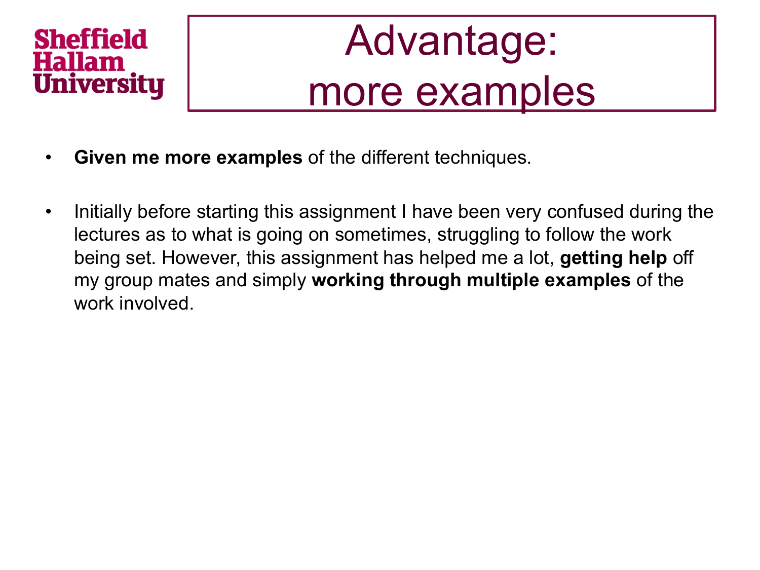# Advantage: more examples

- **Given me more examples** of the different techniques.
- Initially before starting this assignment I have been very confused during the lectures as to what is going on sometimes, struggling to follow the work being set. However, this assignment has helped me a lot, **getting help** off my group mates and simply **working through multiple examples** of the work involved.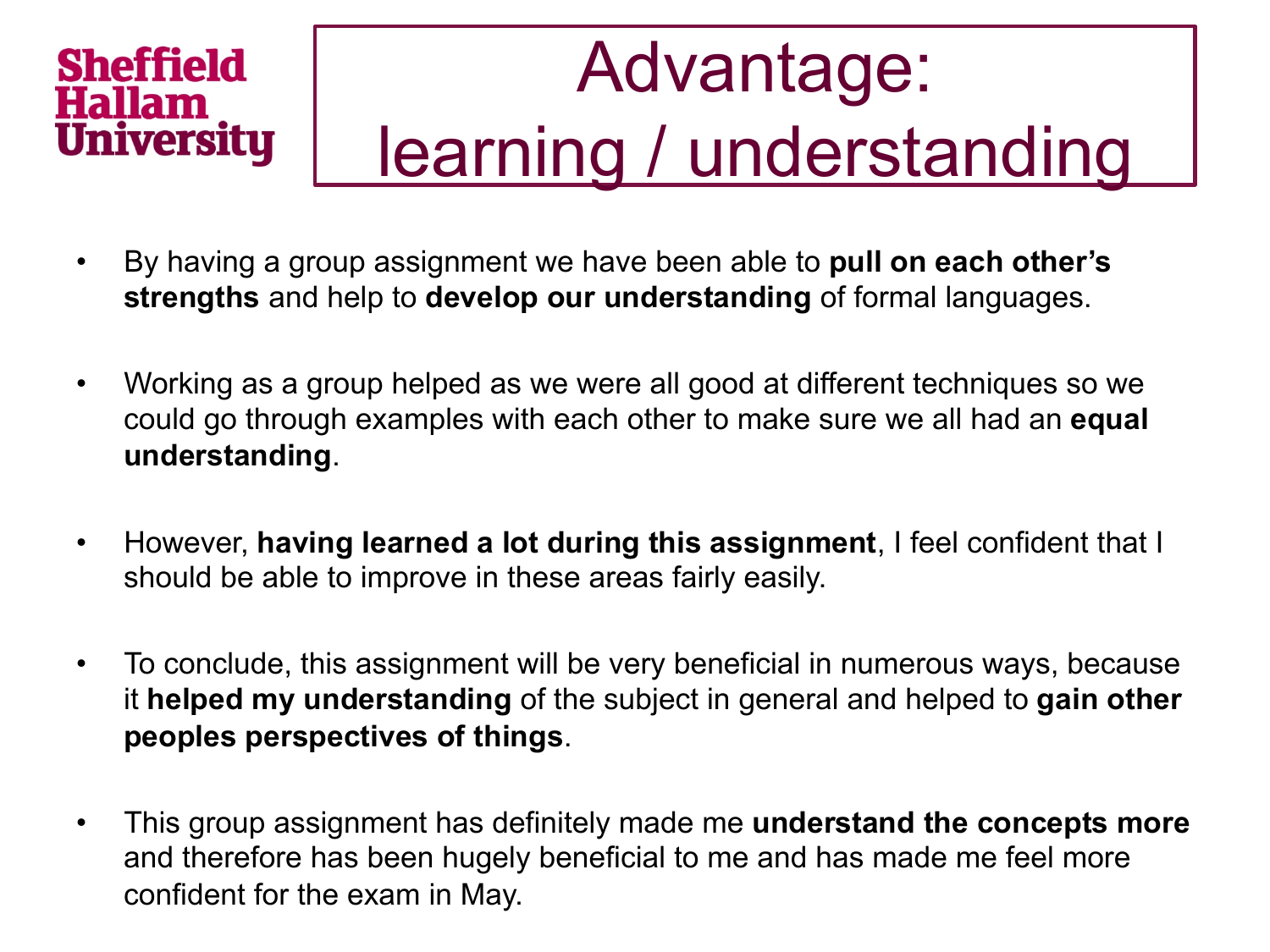Sheffield Hallam University

# Advantage: learning / understanding

- By having a group assignment we have been able to **pull on each other's strengths** and help to **develop our understanding** of formal languages.

- Working as a group helped as we were all good at different techniques so we could go through examples with each other to make sure we all had an **equal understanding**.

- However, **having learned a lot during this assignment**, I feel confident that I should be able to improve in these areas fairly easily.

- To conclude, this assignment will be very beneficial in numerous ways, because it **helped my understanding** of the subject in general and helped to **gain other peoples perspectives of things**.

- This group assignment has definitely made me **understand the concepts more** and therefore has been hugely beneficial to me and has made me feel more confident for the exam in May.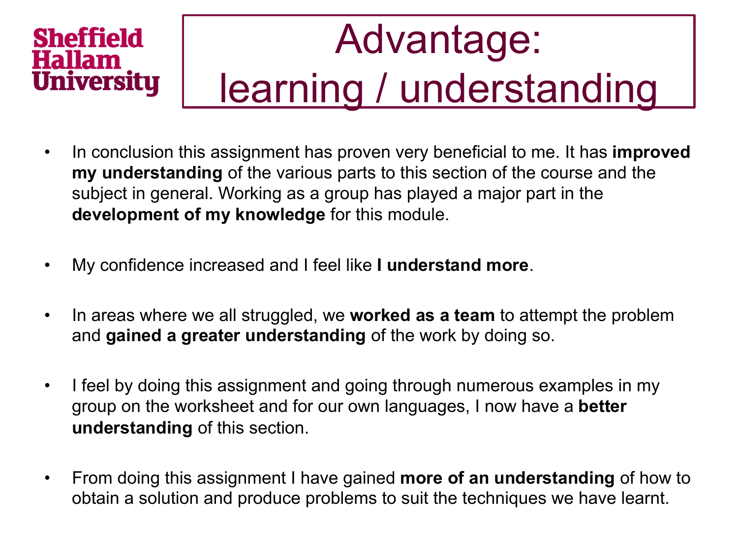# Advantage: learning / understanding

- In conclusion this assignment has proven very beneficial to me. It has **improved my understanding** of the various parts to this section of the course and the subject in general. Working as a group has played a major part in the **development of my knowledge** for this module.
- My confidence increased and I feel like **I understand more**.
- In areas where we all struggled, we **worked as a team** to attempt the problem and **gained a greater understanding** of the work by doing so.
- I feel by doing this assignment and going through numerous examples in my group on the worksheet and for our own languages, I now have a **better understanding** of this section.
- From doing this assignment I have gained **more of an understanding** of how to obtain a solution and produce problems to suit the techniques we have learnt.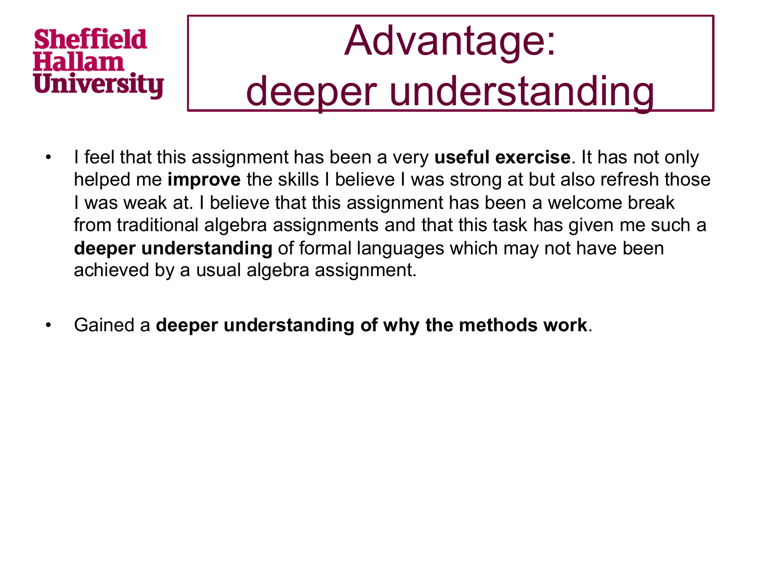# Advantage: deeper understanding

- I feel that this assignment has been a very **useful exercise**. It has not only helped me **improve** the skills I believe I was strong at but also refresh those I was weak at. I believe that this assignment has been a welcome break from traditional algebra assignments and that this task has given me such a **deeper understanding** of formal languages which may not have been achieved by a usual algebra assignment.

- Gained a **deeper understanding of why the methods work**.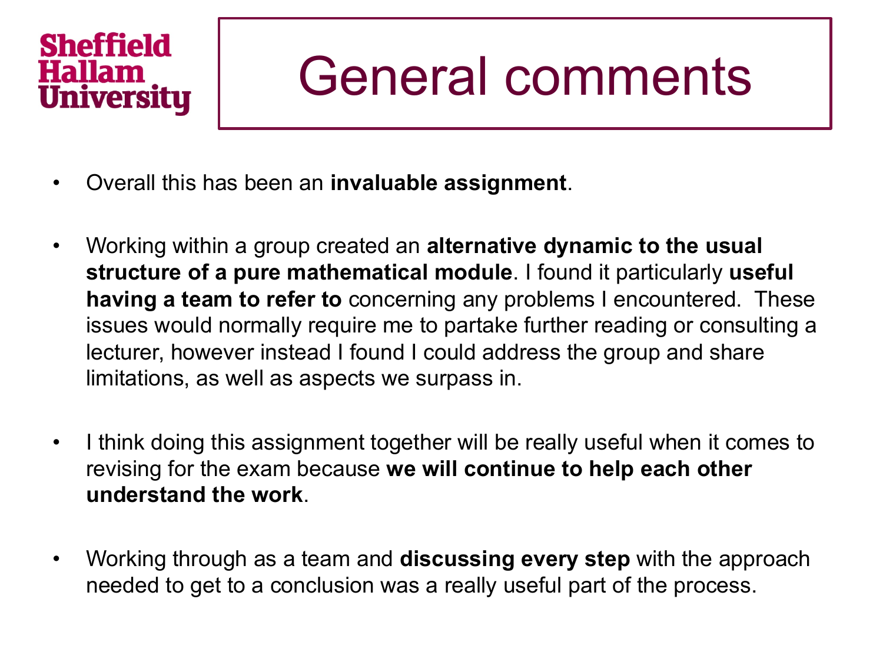Sheffield Hallam University

# General comments

- Overall this has been an **invaluable assignment**.

- Working within a group created an **alternative dynamic to the usual structure of a pure mathematical module**. I found it particularly **useful having a team to refer to** concerning any problems I encountered. These issues would normally require me to partake further reading or consulting a lecturer, however instead I found I could address the group and share limitations, as well as aspects we surpass in.

- I think doing this assignment together will be really useful when it comes to revising for the exam because **we will continue to help each other understand the work**.

- Working through as a team and **discussing every step** with the approach needed to get to a conclusion was a really useful part of the process.